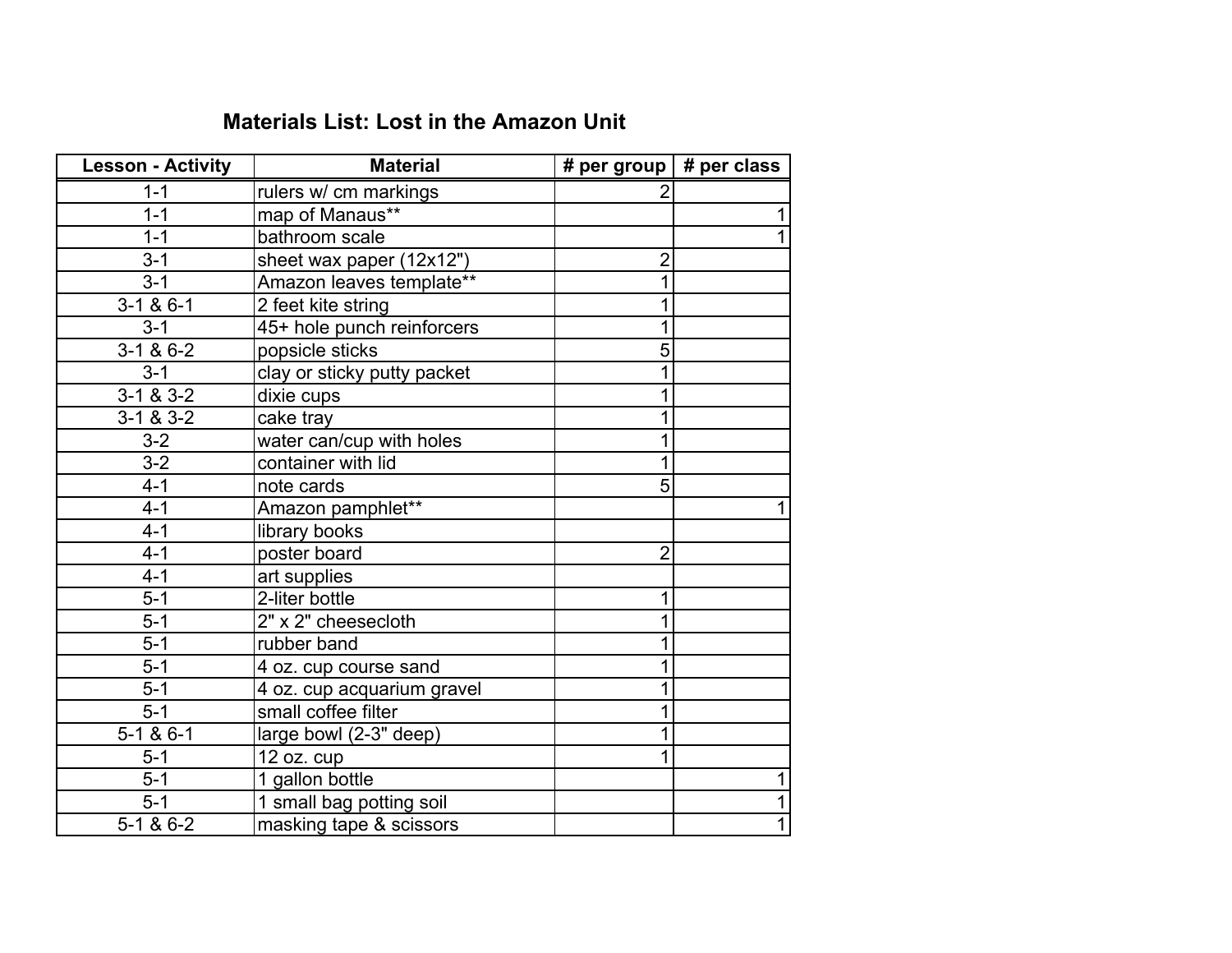## Materials List: Lost in the Amazon Unit

| Lesson - Activity | Material | # per group | # per class |
|---|---|---|---|
| 1-1 | rulers w/ cm markings | 2 | |
| 1-1 | map of Manaus** | | 1 |
| 1-1 | bathroom scale | | 1 |
| 3-1 | sheet wax paper (12x12") | 2 | |
| 3-1 | Amazon leaves template** | 1 | |
| 3-1 & 6-1 | 2 feet kite string | 1 | |
| 3-1 | 45+ hole punch reinforcers | 1 | |
| 3-1 & 6-2 | popsicle sticks | 5 | |
| 3-1 | clay or sticky putty packet | 1 | |
| 3-1 & 3-2 | dixie cups | 1 | |
| 3-1 & 3-2 | cake tray | 1 | |
| 3-2 | water can/cup with holes | 1 | |
| 3-2 | container with lid | 1 | |
| 4-1 | note cards | 5 | |
| 4-1 | Amazon pamphlet** | | 1 |
| 4-1 | library books | | |
| 4-1 | poster board | 2 | |
| 4-1 | art supplies | | |
| 5-1 | 2-liter bottle | 1 | |
| 5-1 | 2" x 2" cheesecloth | 1 | |
| 5-1 | rubber band | 1 | |
| 5-1 | 4 oz. cup course sand | 1 | |
| 5-1 | 4 oz. cup acquarium gravel | 1 | |
| 5-1 | small coffee filter | 1 | |
| 5-1 & 6-1 | large bowl (2-3" deep) | 1 | |
| 5-1 | 12 oz. cup | 1 | |
| 5-1 | 1 gallon bottle | | 1 |
| 5-1 | 1 small bag potting soil | | 1 |
| 5-1 & 6-2 | masking tape & scissors | | 1 |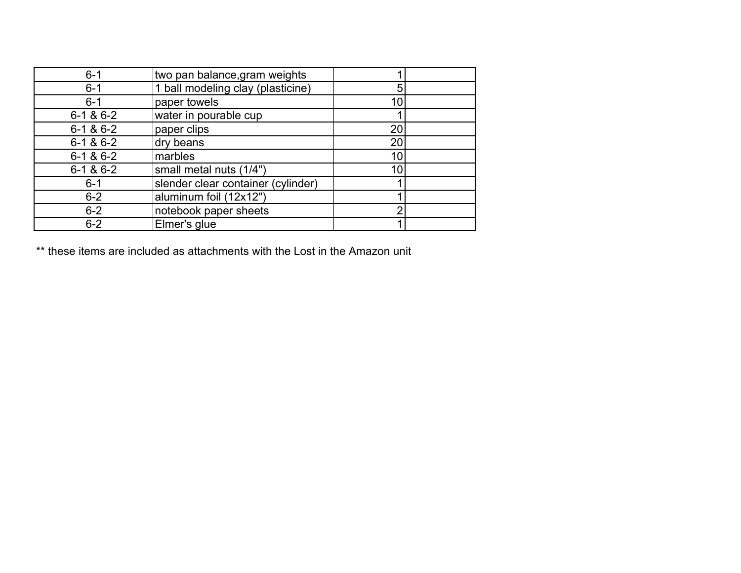| | | | |
|---|---|---|---|
| 6-1 | two pan balance,gram weights | 1 | |
| 6-1 | 1 ball modeling clay (plasticine) | 5 | |
| 6-1 | paper towels | 10 | |
| 6-1 & 6-2 | water in pourable cup | 1 | |
| 6-1 & 6-2 | paper clips | 20 | |
| 6-1 & 6-2 | dry beans | 20 | |
| 6-1 & 6-2 | marbles | 10 | |
| 6-1 & 6-2 | small metal nuts (1/4") | 10 | |
| 6-1 | slender clear container (cylinder) | 1 | |
| 6-2 | aluminum foil (12x12") | 1 | |
| 6-2 | notebook paper sheets | 2 | |
| 6-2 | Elmer's glue | 1 | |

** these items are included as attachments with the Lost in the Amazon unit